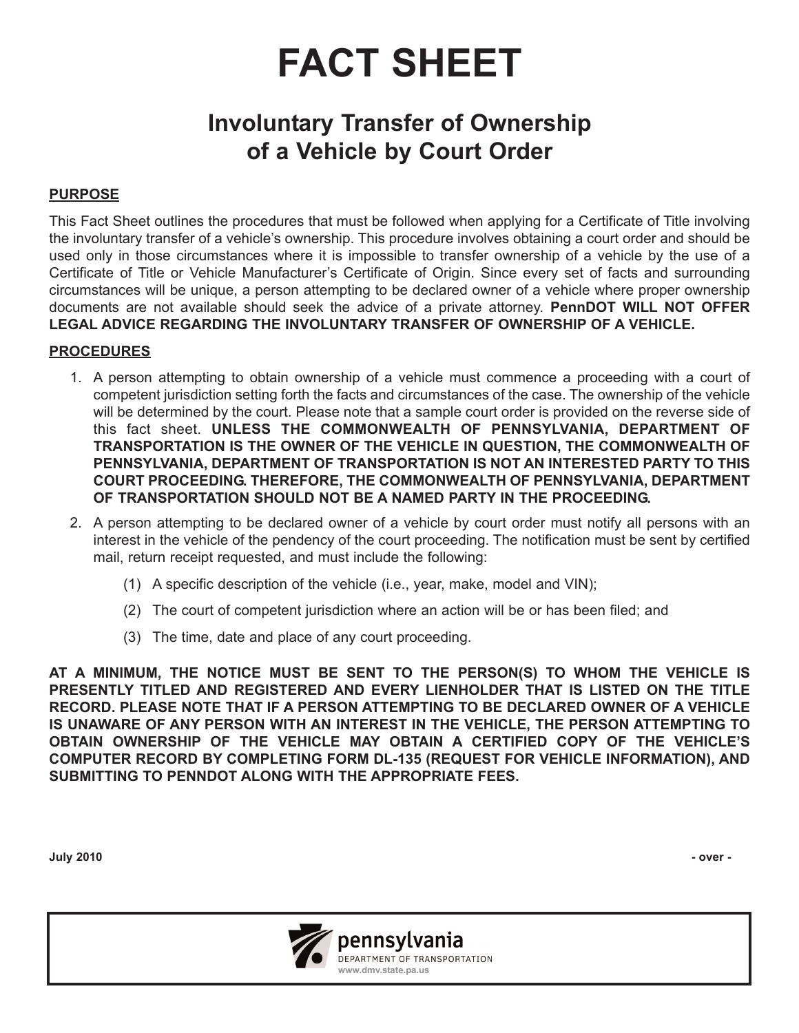# FACT SHEET

## Involuntary Transfer of Ownership of a Vehicle by Court Order

### PURPOSE

This Fact Sheet outlines the procedures that must be followed when applying for a Certificate of Title involving the involuntary transfer of a vehicle's ownership. This procedure involves obtaining a court order and should be used only in those circumstances where it is impossible to transfer ownership of a vehicle by the use of a Certificate of Title or Vehicle Manufacturer's Certificate of Origin. Since every set of facts and surrounding circumstances will be unique, a person attempting to be declared owner of a vehicle where proper ownership documents are not available should seek the advice of a private attorney. **PennDOT WILL NOT OFFER LEGAL ADVICE REGARDING THE INVOLUNTARY TRANSFER OF OWNERSHIP OF A VEHICLE.**

### PROCEDURES

1. A person attempting to obtain ownership of a vehicle must commence a proceeding with a court of competent jurisdiction setting forth the facts and circumstances of the case. The ownership of the vehicle will be determined by the court. Please note that a sample court order is provided on the reverse side of this fact sheet. **UNLESS THE COMMONWEALTH OF PENNSYLVANIA, DEPARTMENT OF TRANSPORTATION IS THE OWNER OF THE VEHICLE IN QUESTION, THE COMMONWEALTH OF PENNSYLVANIA, DEPARTMENT OF TRANSPORTATION IS NOT AN INTERESTED PARTY TO THIS COURT PROCEEDING. THEREFORE, THE COMMONWEALTH OF PENNSYLVANIA, DEPARTMENT OF TRANSPORTATION SHOULD NOT BE A NAMED PARTY IN THE PROCEEDING.**

2. A person attempting to be declared owner of a vehicle by court order must notify all persons with an interest in the vehicle of the pendency of the court proceeding. The notification must be sent by certified mail, return receipt requested, and must include the following:

   (1) A specific description of the vehicle (i.e., year, make, model and VIN);

   (2) The court of competent jurisdiction where an action will be or has been filed; and

   (3) The time, date and place of any court proceeding.

**AT A MINIMUM, THE NOTICE MUST BE SENT TO THE PERSON(S) TO WHOM THE VEHICLE IS PRESENTLY TITLED AND REGISTERED AND EVERY LIENHOLDER THAT IS LISTED ON THE TITLE RECORD. PLEASE NOTE THAT IF A PERSON ATTEMPTING TO BE DECLARED OWNER OF A VEHICLE IS UNAWARE OF ANY PERSON WITH AN INTEREST IN THE VEHICLE, THE PERSON ATTEMPTING TO OBTAIN OWNERSHIP OF THE VEHICLE MAY OBTAIN A CERTIFIED COPY OF THE VEHICLE'S COMPUTER RECORD BY COMPLETING FORM DL-135 (REQUEST FOR VEHICLE INFORMATION), AND SUBMITTING TO PENNDOT ALONG WITH THE APPROPRIATE FEES.**

**July 2010** **- over -**

pennsylvania
DEPARTMENT OF TRANSPORTATION
www.dmv.state.pa.us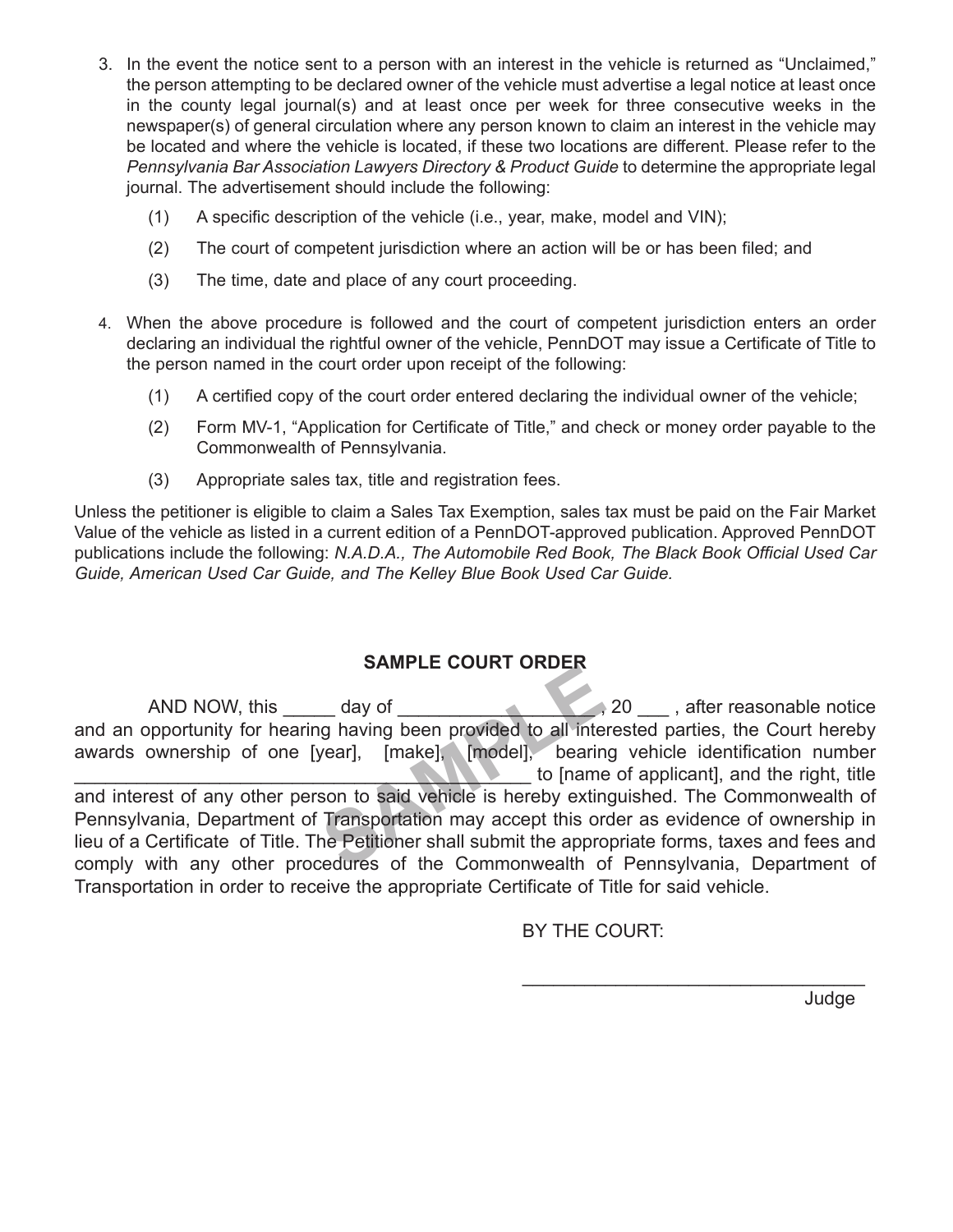3. In the event the notice sent to a person with an interest in the vehicle is returned as "Unclaimed," the person attempting to be declared owner of the vehicle must advertise a legal notice at least once in the county legal journal(s) and at least once per week for three consecutive weeks in the newspaper(s) of general circulation where any person known to claim an interest in the vehicle may be located and where the vehicle is located, if these two locations are different. Please refer to the *Pennsylvania Bar Association Lawyers Directory & Product Guide* to determine the appropriate legal journal. The advertisement should include the following:

   (1) A specific description of the vehicle (i.e., year, make, model and VIN);

   (2) The court of competent jurisdiction where an action will be or has been filed; and

   (3) The time, date and place of any court proceeding.

4. When the above procedure is followed and the court of competent jurisdiction enters an order declaring an individual the rightful owner of the vehicle, PennDOT may issue a Certificate of Title to the person named in the court order upon receipt of the following:

   (1) A certified copy of the court order entered declaring the individual owner of the vehicle;

   (2) Form MV-1, "Application for Certificate of Title," and check or money order payable to the Commonwealth of Pennsylvania.

   (3) Appropriate sales tax, title and registration fees.

Unless the petitioner is eligible to claim a Sales Tax Exemption, sales tax must be paid on the Fair Market Value of the vehicle as listed in a current edition of a PennDOT-approved publication. Approved PennDOT publications include the following: *N.A.D.A., The Automobile Red Book, The Black Book Official Used Car Guide, American Used Car Guide, and The Kelley Blue Book Used Car Guide.*

## SAMPLE COURT ORDER

AND NOW, this _____ day of __________________, 20 ___ , after reasonable notice and an opportunity for hearing having been provided to all interested parties, the Court hereby awards ownership of one [year], [make], [model], bearing vehicle identification number ________________________________________ to [name of applicant], and the right, title and interest of any other person to said vehicle is hereby extinguished. The Commonwealth of Pennsylvania, Department of Transportation may accept this order as evidence of ownership in lieu of a Certificate of Title. The Petitioner shall submit the appropriate forms, taxes and fees and comply with any other procedures of the Commonwealth of Pennsylvania, Department of Transportation in order to receive the appropriate Certificate of Title for said vehicle.

BY THE COURT:

______________________________
Judge